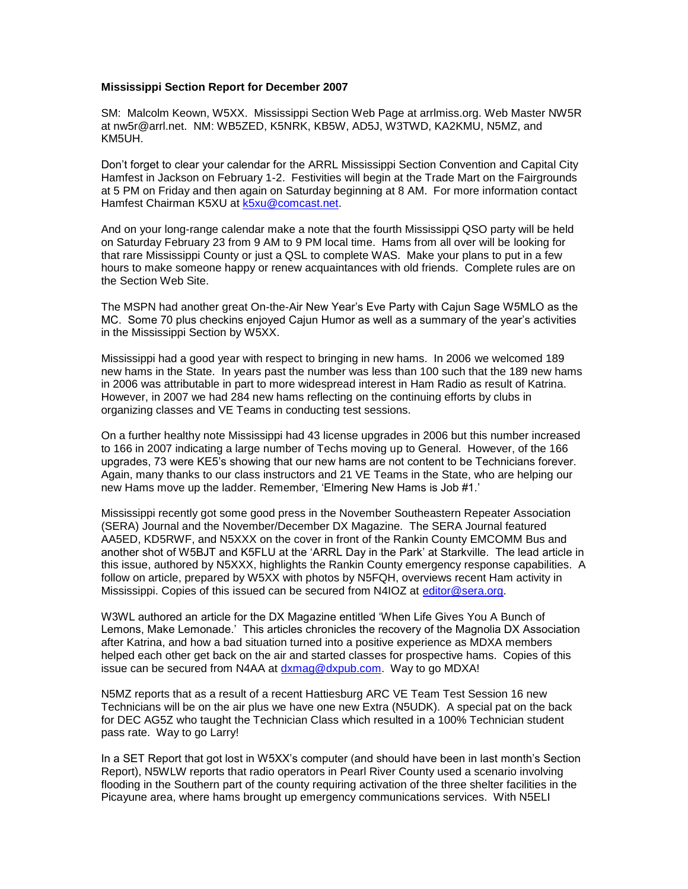**Mississippi Section Report for December 2007**

SM: Malcolm Keown, W5XX. Mississippi Section Web Page at arrlmiss.org. Web Master NW5R at nw5r@arrl.net. NM: WB5ZED, K5NRK, KB5W, AD5J, W3TWD, KA2KMU, N5MZ, and KM5UH.

Don't forget to clear your calendar for the ARRL Mississippi Section Convention and Capital City Hamfest in Jackson on February 1-2. Festivities will begin at the Trade Mart on the Fairgrounds at 5 PM on Friday and then again on Saturday beginning at 8 AM. For more information contact Hamfest Chairman K5XU at k5xu@comcast.net.

And on your long-range calendar make a note that the fourth Mississippi QSO party will be held on Saturday February 23 from 9 AM to 9 PM local time. Hams from all over will be looking for that rare Mississippi County or just a QSL to complete WAS. Make your plans to put in a few hours to make someone happy or renew acquaintances with old friends. Complete rules are on the Section Web Site.

The MSPN had another great On-the-Air New Year's Eve Party with Cajun Sage W5MLO as the MC. Some 70 plus checkins enjoyed Cajun Humor as well as a summary of the year's activities in the Mississippi Section by W5XX.

Mississippi had a good year with respect to bringing in new hams. In 2006 we welcomed 189 new hams in the State. In years past the number was less than 100 such that the 189 new hams in 2006 was attributable in part to more widespread interest in Ham Radio as result of Katrina. However, in 2007 we had 284 new hams reflecting on the continuing efforts by clubs in organizing classes and VE Teams in conducting test sessions.

On a further healthy note Mississippi had 43 license upgrades in 2006 but this number increased to 166 in 2007 indicating a large number of Techs moving up to General. However, of the 166 upgrades, 73 were KE5's showing that our new hams are not content to be Technicians forever. Again, many thanks to our class instructors and 21 VE Teams in the State, who are helping our new Hams move up the ladder. Remember, 'Elmering New Hams is Job #1.'

Mississippi recently got some good press in the November Southeastern Repeater Association (SERA) Journal and the November/December DX Magazine. The SERA Journal featured AA5ED, KD5RWF, and N5XXX on the cover in front of the Rankin County EMCOMM Bus and another shot of W5BJT and K5FLU at the 'ARRL Day in the Park' at Starkville. The lead article in this issue, authored by N5XXX, highlights the Rankin County emergency response capabilities. A follow on article, prepared by W5XX with photos by N5FQH, overviews recent Ham activity in Mississippi. Copies of this issued can be secured from N4IOZ at editor@sera.org.

W3WL authored an article for the DX Magazine entitled 'When Life Gives You A Bunch of Lemons, Make Lemonade.' This articles chronicles the recovery of the Magnolia DX Association after Katrina, and how a bad situation turned into a positive experience as MDXA members helped each other get back on the air and started classes for prospective hams. Copies of this issue can be secured from N4AA at dxmag@dxpub.com. Way to go MDXA!

N5MZ reports that as a result of a recent Hattiesburg ARC VE Team Test Session 16 new Technicians will be on the air plus we have one new Extra (N5UDK). A special pat on the back for DEC AG5Z who taught the Technician Class which resulted in a 100% Technician student pass rate. Way to go Larry!

In a SET Report that got lost in W5XX's computer (and should have been in last month's Section Report), N5WLW reports that radio operators in Pearl River County used a scenario involving flooding in the Southern part of the county requiring activation of the three shelter facilities in the Picayune area, where hams brought up emergency communications services. With N5ELI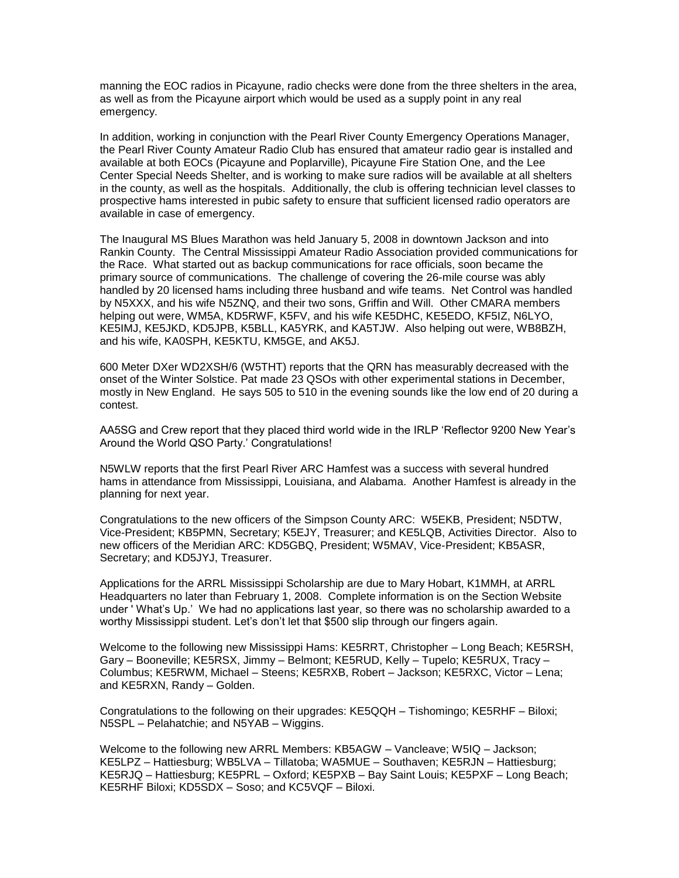manning the EOC radios in Picayune, radio checks were done from the three shelters in the area, as well as from the Picayune airport which would be used as a supply point in any real emergency.

In addition, working in conjunction with the Pearl River County Emergency Operations Manager, the Pearl River County Amateur Radio Club has ensured that amateur radio gear is installed and available at both EOCs (Picayune and Poplarville), Picayune Fire Station One, and the Lee Center Special Needs Shelter, and is working to make sure radios will be available at all shelters in the county, as well as the hospitals. Additionally, the club is offering technician level classes to prospective hams interested in pubic safety to ensure that sufficient licensed radio operators are available in case of emergency.

The Inaugural MS Blues Marathon was held January 5, 2008 in downtown Jackson and into Rankin County. The Central Mississippi Amateur Radio Association provided communications for the Race. What started out as backup communications for race officials, soon became the primary source of communications. The challenge of covering the 26-mile course was ably handled by 20 licensed hams including three husband and wife teams. Net Control was handled by N5XXX, and his wife N5ZNQ, and their two sons, Griffin and Will. Other CMARA members helping out were, WM5A, KD5RWF, K5FV, and his wife KE5DHC, KE5EDO, KF5IZ, N6LYO, KE5IMJ, KE5JKD, KD5JPB, K5BLL, KA5YRK, and KA5TJW. Also helping out were, WB8BZH, and his wife, KA0SPH, KE5KTU, KM5GE, and AK5J.

600 Meter DXer WD2XSH/6 (W5THT) reports that the QRN has measurably decreased with the onset of the Winter Solstice. Pat made 23 QSOs with other experimental stations in December, mostly in New England. He says 505 to 510 in the evening sounds like the low end of 20 during a contest.

AA5SG and Crew report that they placed third world wide in the IRLP 'Reflector 9200 New Year's Around the World QSO Party.' Congratulations!

N5WLW reports that the first Pearl River ARC Hamfest was a success with several hundred hams in attendance from Mississippi, Louisiana, and Alabama. Another Hamfest is already in the planning for next year.

Congratulations to the new officers of the Simpson County ARC: W5EKB, President; N5DTW, Vice-President; KB5PMN, Secretary; K5EJY, Treasurer; and KE5LQB, Activities Director. Also to new officers of the Meridian ARC: KD5GBQ, President; W5MAV, Vice-President; KB5ASR, Secretary; and KD5JYJ, Treasurer.

Applications for the ARRL Mississippi Scholarship are due to Mary Hobart, K1MMH, at ARRL Headquarters no later than February 1, 2008. Complete information is on the Section Website under ' What's Up.' We had no applications last year, so there was no scholarship awarded to a worthy Mississippi student. Let's don't let that $500 slip through our fingers again.

Welcome to the following new Mississippi Hams: KE5RRT, Christopher – Long Beach; KE5RSH, Gary – Booneville; KE5RSX, Jimmy – Belmont; KE5RUD, Kelly – Tupelo; KE5RUX, Tracy – Columbus; KE5RWM, Michael – Steens; KE5RXB, Robert – Jackson; KE5RXC, Victor – Lena; and KE5RXN, Randy – Golden.

Congratulations to the following on their upgrades: KE5QQH – Tishomingo; KE5RHF – Biloxi; N5SPL – Pelahatchie; and N5YAB – Wiggins.

Welcome to the following new ARRL Members: KB5AGW – Vancleave; W5IQ – Jackson; KE5LPZ – Hattiesburg; WB5LVA – Tillatoba; WA5MUE – Southaven; KE5RJN – Hattiesburg; KE5RJQ – Hattiesburg; KE5PRL – Oxford; KE5PXB – Bay Saint Louis; KE5PXF – Long Beach; KE5RHF Biloxi; KD5SDX – Soso; and KC5VQF – Biloxi.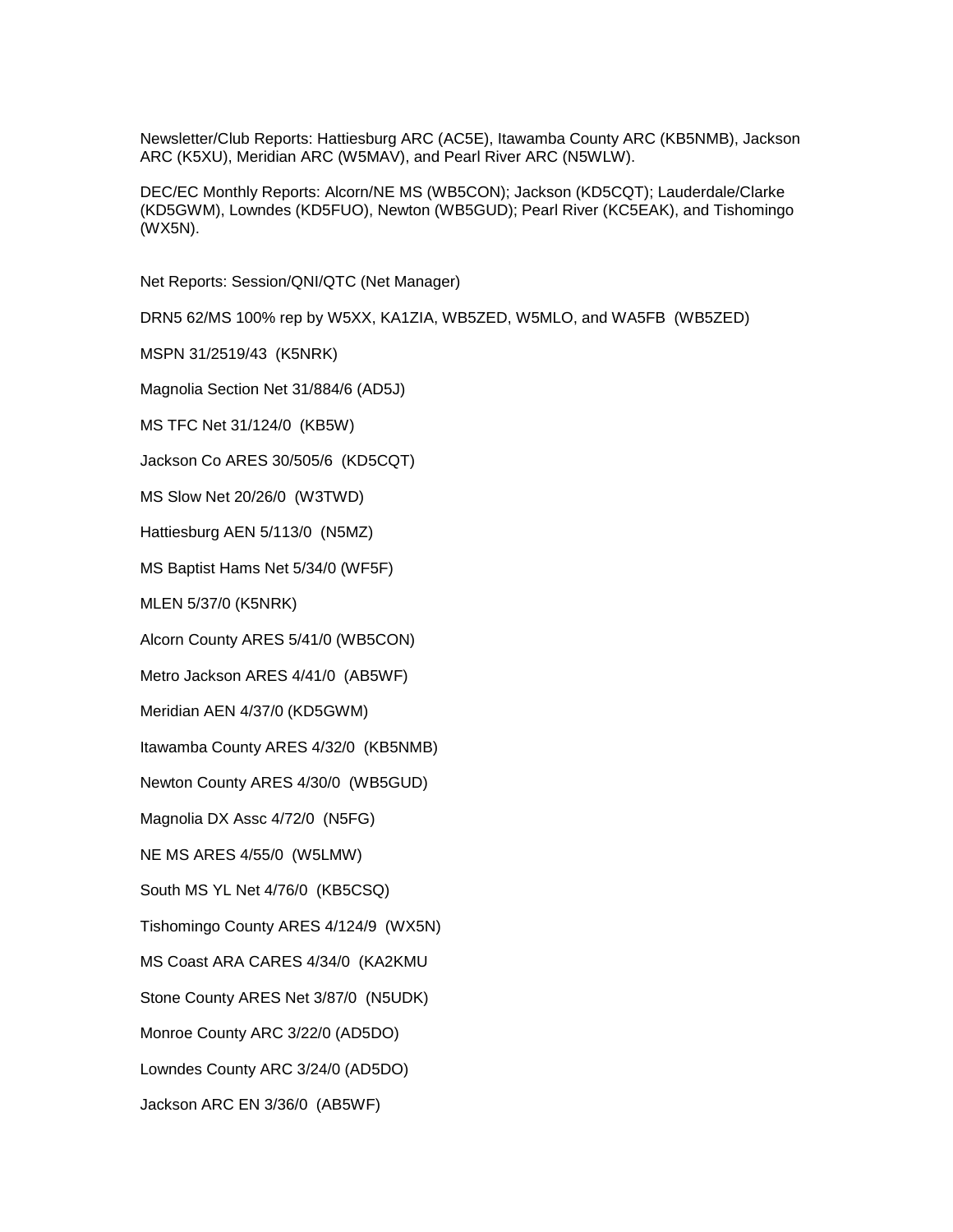Newsletter/Club Reports: Hattiesburg ARC (AC5E), Itawamba County ARC (KB5NMB), Jackson ARC (K5XU), Meridian ARC (W5MAV), and Pearl River ARC (N5WLW).

DEC/EC Monthly Reports: Alcorn/NE MS (WB5CON); Jackson (KD5CQT); Lauderdale/Clarke (KD5GWM), Lowndes (KD5FUO), Newton (WB5GUD); Pearl River (KC5EAK), and Tishomingo (WX5N).

Net Reports: Session/QNI/QTC (Net Manager)

DRN5 62/MS 100% rep by W5XX, KA1ZIA, WB5ZED, W5MLO, and WA5FB (WB5ZED)

MSPN 31/2519/43 (K5NRK)

Magnolia Section Net 31/884/6 (AD5J)

MS TFC Net 31/124/0 (KB5W)

Jackson Co ARES 30/505/6 (KD5CQT)

MS Slow Net 20/26/0 (W3TWD)

Hattiesburg AEN 5/113/0 (N5MZ)

MS Baptist Hams Net 5/34/0 (WF5F)

MLEN 5/37/0 (K5NRK)

Alcorn County ARES 5/41/0 (WB5CON)

Metro Jackson ARES 4/41/0 (AB5WF)

Meridian AEN 4/37/0 (KD5GWM)

Itawamba County ARES 4/32/0 (KB5NMB)

Newton County ARES 4/30/0 (WB5GUD)

Magnolia DX Assc 4/72/0 (N5FG)

NE MS ARES 4/55/0 (W5LMW)

South MS YL Net 4/76/0 (KB5CSQ)

Tishomingo County ARES 4/124/9 (WX5N)

MS Coast ARA CARES 4/34/0 (KA2KMU

Stone County ARES Net 3/87/0 (N5UDK)

Monroe County ARC 3/22/0 (AD5DO)

Lowndes County ARC 3/24/0 (AD5DO)

Jackson ARC EN 3/36/0 (AB5WF)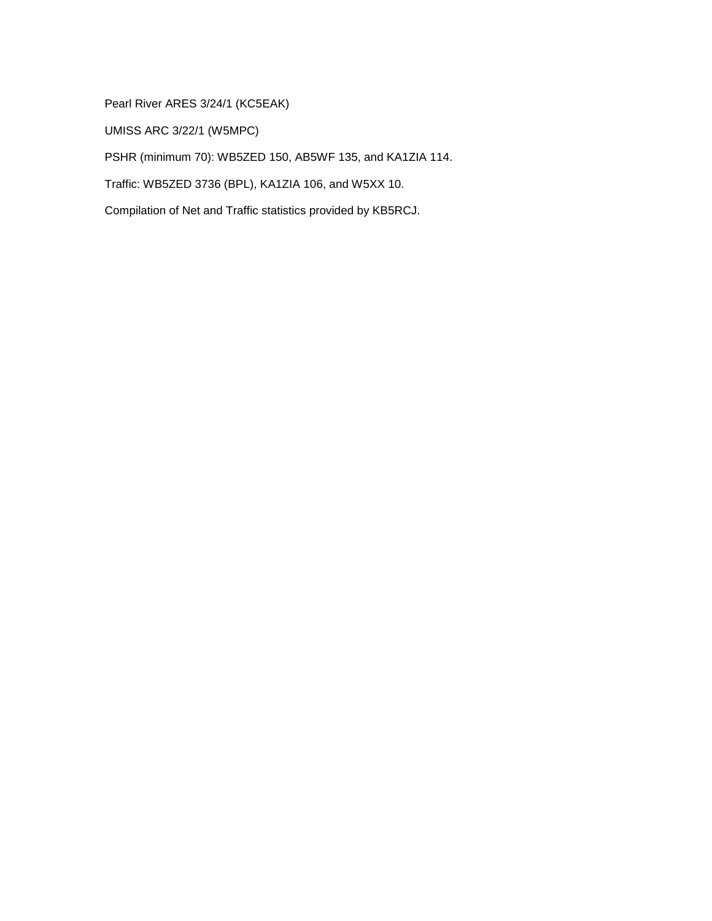Pearl River ARES 3/24/1 (KC5EAK)

UMISS ARC 3/22/1 (W5MPC)

PSHR (minimum 70): WB5ZED 150, AB5WF 135, and KA1ZIA 114.

Traffic: WB5ZED 3736 (BPL), KA1ZIA 106, and W5XX 10.

Compilation of Net and Traffic statistics provided by KB5RCJ.